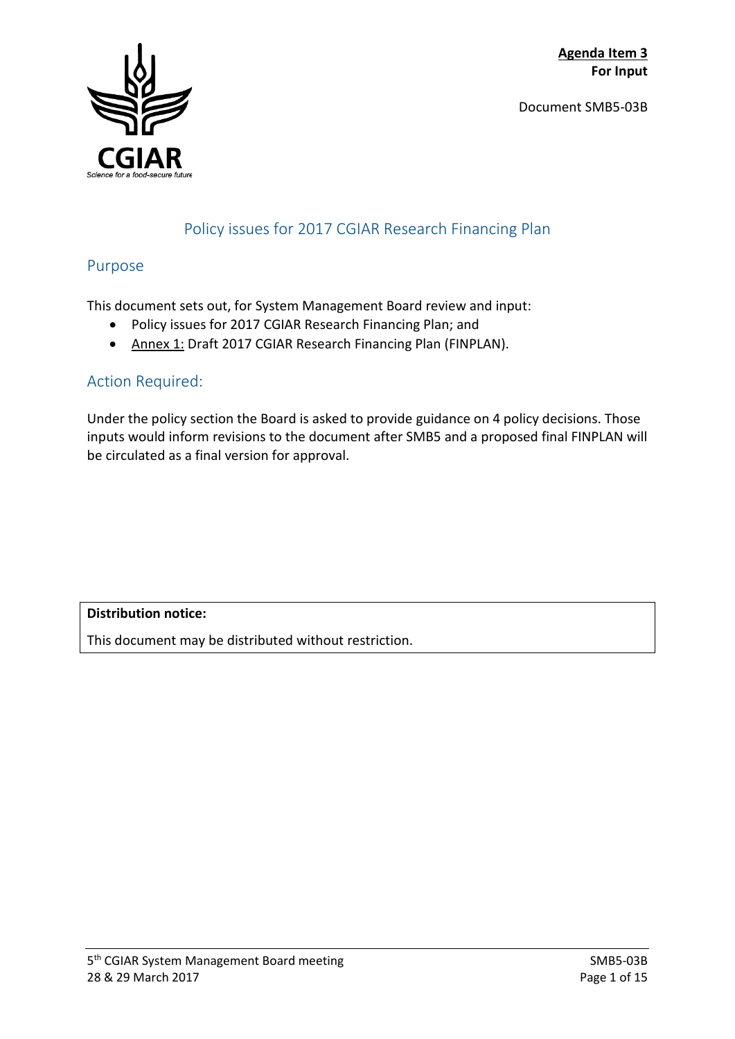**Agenda Item 3**
**For Input**

Document SMB5-03B

# Policy issues for 2017 CGIAR Research Financing Plan

## Purpose

This document sets out, for System Management Board review and input:

- Policy issues for 2017 CGIAR Research Financing Plan; and
- Annex 1: Draft 2017 CGIAR Research Financing Plan (FINPLAN).

## Action Required:

Under the policy section the Board is asked to provide guidance on 4 policy decisions. Those inputs would inform revisions to the document after SMB5 and a proposed final FINPLAN will be circulated as a final version for approval.

| **Distribution notice:** |
| --- |
| This document may be distributed without restriction. |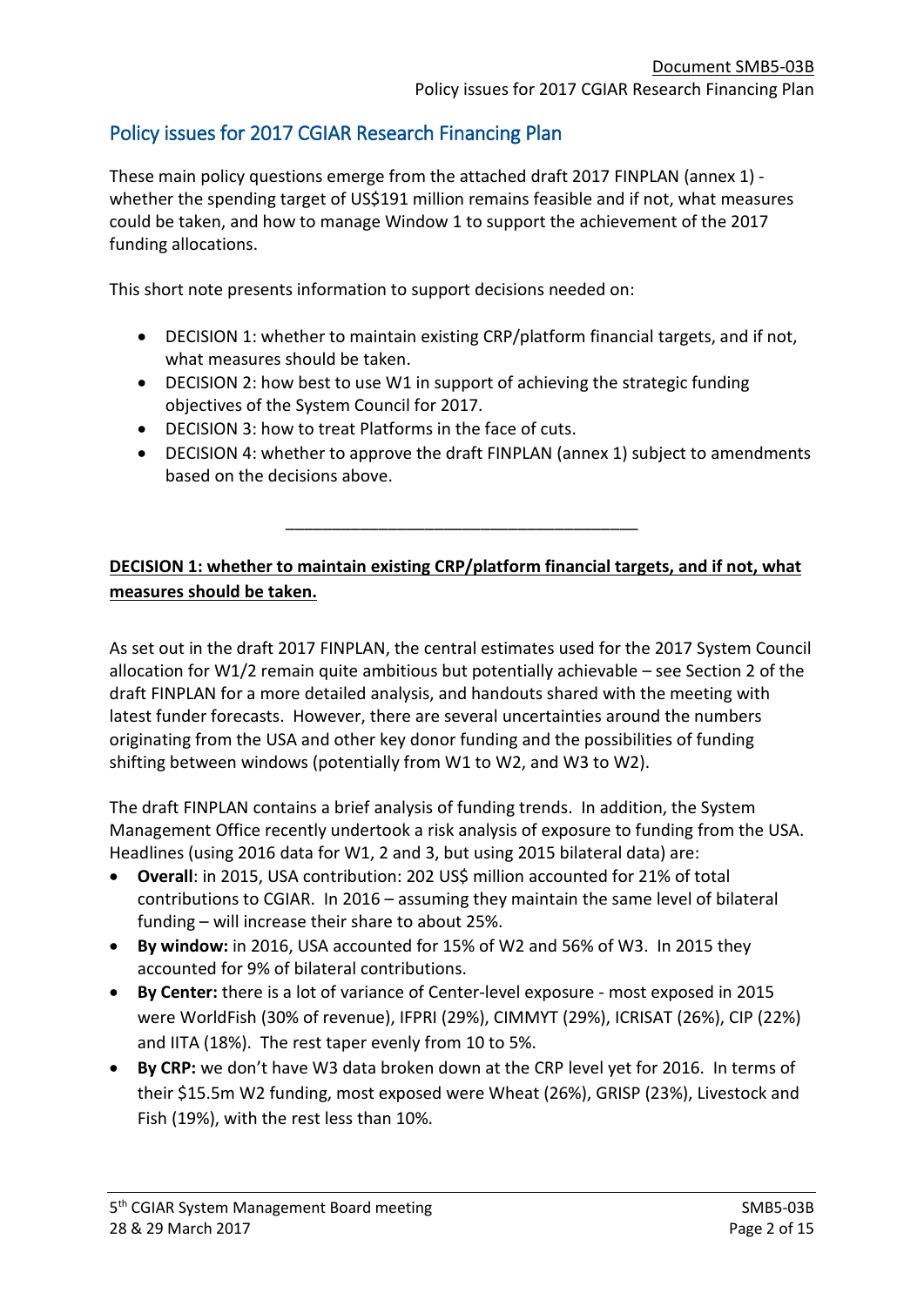## Policy issues for 2017 CGIAR Research Financing Plan

These main policy questions emerge from the attached draft 2017 FINPLAN (annex 1) - whether the spending target of US$191 million remains feasible and if not, what measures could be taken, and how to manage Window 1 to support the achievement of the 2017 funding allocations.

This short note presents information to support decisions needed on:

- DECISION 1: whether to maintain existing CRP/platform financial targets, and if not, what measures should be taken.
- DECISION 2: how best to use W1 in support of achieving the strategic funding objectives of the System Council for 2017.
- DECISION 3: how to treat Platforms in the face of cuts.
- DECISION 4: whether to approve the draft FINPLAN (annex 1) subject to amendments based on the decisions above.

---

**DECISION 1: whether to maintain existing CRP/platform financial targets, and if not, what measures should be taken.**

As set out in the draft 2017 FINPLAN, the central estimates used for the 2017 System Council allocation for W1/2 remain quite ambitious but potentially achievable – see Section 2 of the draft FINPLAN for a more detailed analysis, and handouts shared with the meeting with latest funder forecasts. However, there are several uncertainties around the numbers originating from the USA and other key donor funding and the possibilities of funding shifting between windows (potentially from W1 to W2, and W3 to W2).

The draft FINPLAN contains a brief analysis of funding trends. In addition, the System Management Office recently undertook a risk analysis of exposure to funding from the USA. Headlines (using 2016 data for W1, 2 and 3, but using 2015 bilateral data) are:

- **Overall**: in 2015, USA contribution: 202 US$ million accounted for 21% of total contributions to CGIAR. In 2016 – assuming they maintain the same level of bilateral funding – will increase their share to about 25%.
- **By window:** in 2016, USA accounted for 15% of W2 and 56% of W3. In 2015 they accounted for 9% of bilateral contributions.
- **By Center:** there is a lot of variance of Center-level exposure - most exposed in 2015 were WorldFish (30% of revenue), IFPRI (29%), CIMMYT (29%), ICRISAT (26%), CIP (22%) and IITA (18%). The rest taper evenly from 10 to 5%.
- **By CRP:** we don't have W3 data broken down at the CRP level yet for 2016. In terms of their $15.5m W2 funding, most exposed were Wheat (26%), GRISP (23%), Livestock and Fish (19%), with the rest less than 10%.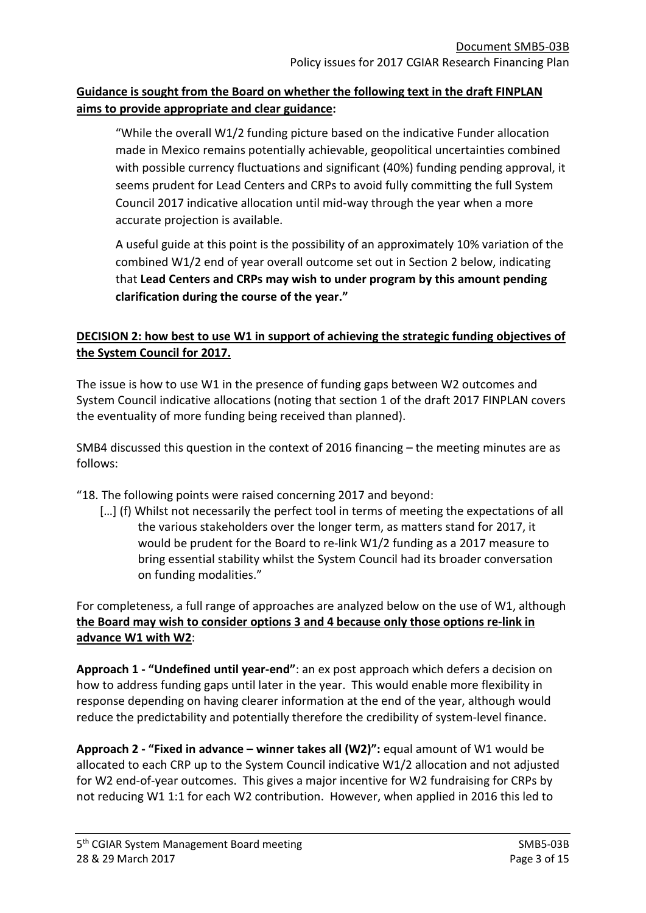**<u>Guidance is sought from the Board on whether the following text in the draft FINPLAN aims to provide appropriate and clear guidance</u>:**

> "While the overall W1/2 funding picture based on the indicative Funder allocation made in Mexico remains potentially achievable, geopolitical uncertainties combined with possible currency fluctuations and significant (40%) funding pending approval, it seems prudent for Lead Centers and CRPs to avoid fully committing the full System Council 2017 indicative allocation until mid-way through the year when a more accurate projection is available.
>
> A useful guide at this point is the possibility of an approximately 10% variation of the combined W1/2 end of year overall outcome set out in Section 2 below, indicating that **Lead Centers and CRPs may wish to under program by this amount pending clarification during the course of the year."**

**<u>DECISION 2: how best to use W1 in support of achieving the strategic funding objectives of the System Council for 2017.</u>**

The issue is how to use W1 in the presence of funding gaps between W2 outcomes and System Council indicative allocations (noting that section 1 of the draft 2017 FINPLAN covers the eventuality of more funding being received than planned).

SMB4 discussed this question in the context of 2016 financing – the meeting minutes are as follows:

"18. The following points were raised concerning 2017 and beyond:

[…] (f) Whilst not necessarily the perfect tool in terms of meeting the expectations of all the various stakeholders over the longer term, as matters stand for 2017, it would be prudent for the Board to re-link W1/2 funding as a 2017 measure to bring essential stability whilst the System Council had its broader conversation on funding modalities."

For completeness, a full range of approaches are analyzed below on the use of W1, although **<u>the Board may wish to consider options 3 and 4 because only those options re-link in advance W1 with W2</u>**:

**Approach 1 - "Undefined until year-end"**: an ex post approach which defers a decision on how to address funding gaps until later in the year. This would enable more flexibility in response depending on having clearer information at the end of the year, although would reduce the predictability and potentially therefore the credibility of system-level finance.

**Approach 2 - "Fixed in advance – winner takes all (W2)":** equal amount of W1 would be allocated to each CRP up to the System Council indicative W1/2 allocation and not adjusted for W2 end-of-year outcomes. This gives a major incentive for W2 fundraising for CRPs by not reducing W1 1:1 for each W2 contribution. However, when applied in 2016 this led to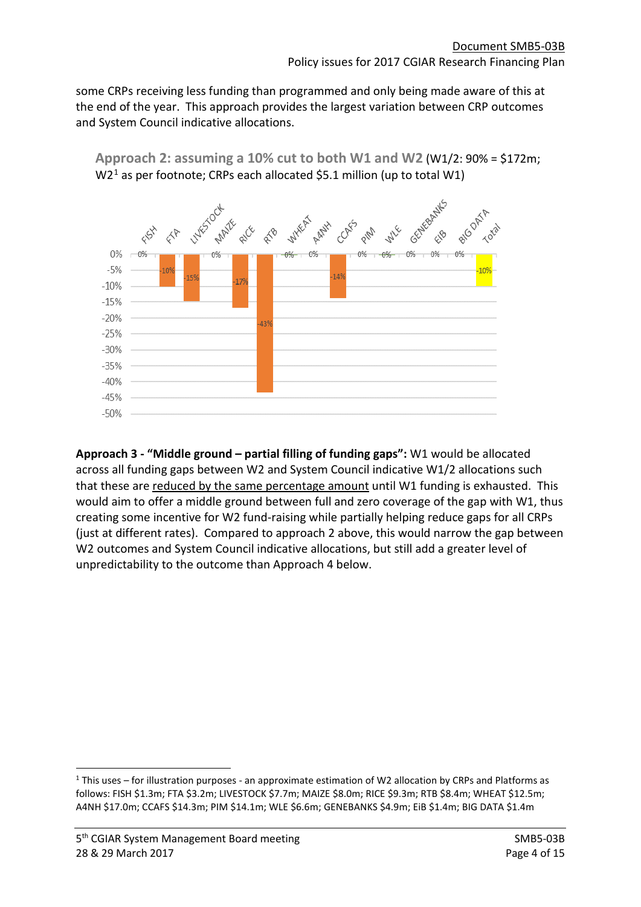some CRPs receiving less funding than programmed and only being made aware of this at the end of the year. This approach provides the largest variation between CRP outcomes and System Council indicative allocations.

**Approach 2: assuming a 10% cut to both W1 and W2** (W1/2: 90% = $172m; W2[1] as per footnote; CRPs each allocated $5.1 million (up to total W1)

| FISH | FTA | LIVESTOCK | MAIZE | RICE | RTB | WHEAT | A4NH | CCAFS | PIM | WLE | GENEBANKS | EIB | BIG DATA | Total |
|---|---|---|---|---|---|---|---|---|---|---|---|---|---|---|
| 0% | -10% | -15% | 0% | -17% | -43% | 0% | 0% | -14% | 0% | 0% | 0% | 0% | 0% | -10% |

**Approach 3 - "Middle ground – partial filling of funding gaps":** W1 would be allocated across all funding gaps between W2 and System Council indicative W1/2 allocations such that these are reduced by the same percentage amount until W1 funding is exhausted. This would aim to offer a middle ground between full and zero coverage of the gap with W1, thus creating some incentive for W2 fund-raising while partially helping reduce gaps for all CRPs (just at different rates). Compared to approach 2 above, this would narrow the gap between W2 outcomes and System Council indicative allocations, but still add a greater level of unpredictability to the outcome than Approach 4 below.

---

[1] This uses – for illustration purposes - an approximate estimation of W2 allocation by CRPs and Platforms as follows: FISH $1.3m; FTA $3.2m; LIVESTOCK $7.7m; MAIZE $8.0m; RICE $9.3m; RTB $8.4m; WHEAT $12.5m; A4NH $17.0m; CCAFS $14.3m; PIM $14.1m; WLE $6.6m; GENEBANKS $4.9m; EiB $1.4m; BIG DATA $1.4m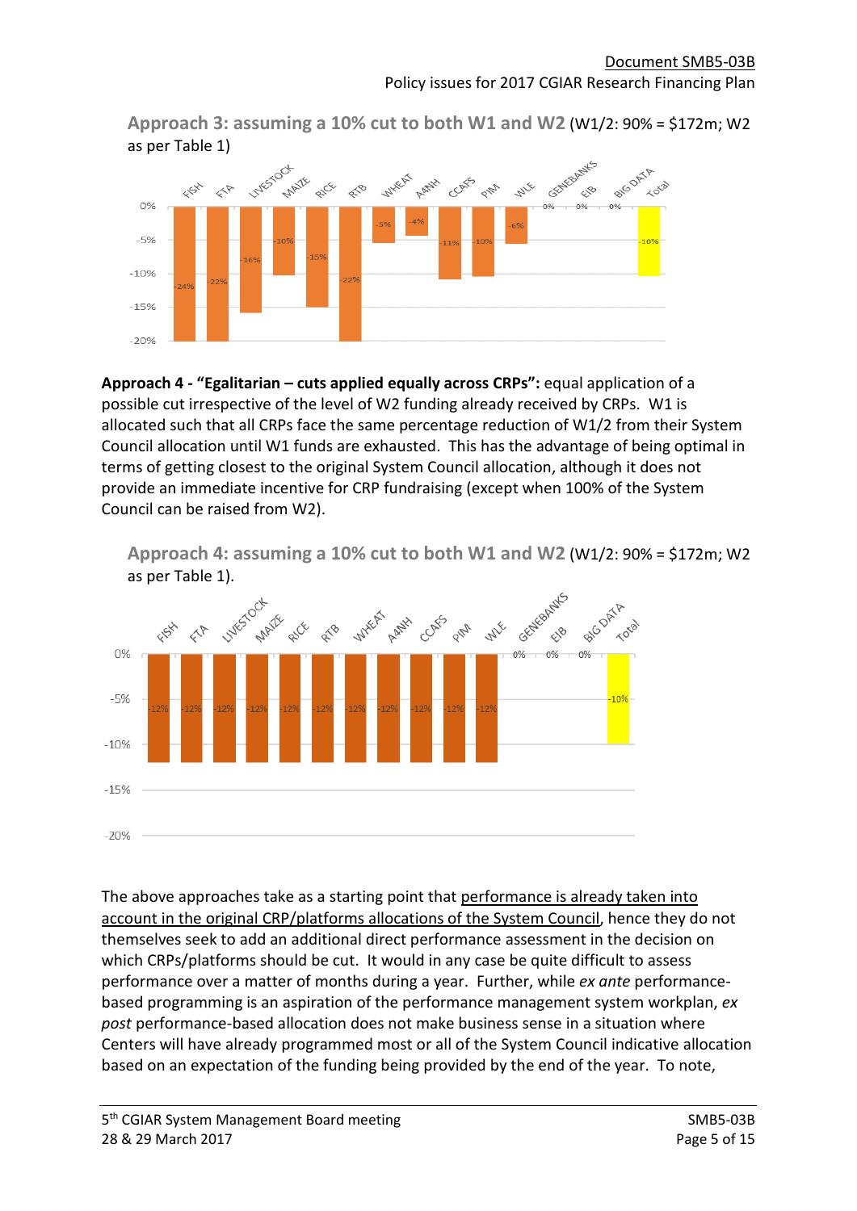**Approach 3: assuming a 10% cut to both W1 and W2** (W1/2: 90% = \$172m; W2 as per Table 1)

| FISH | FTA | LIVESTOCK | MAIZE | RICE | RTB | WHEAT | A4NH | CCAFS | PIM | WLE | GENEBANKS | EIB | BIG DATA | Total |
|---|---|---|---|---|---|---|---|---|---|---|---|---|---|---|
| -24% | -22% | -16% | -10% | -15% | -22% | -5% | -4% | -11% | -10% | -6% | 0% | 0% | 0% | -10% |

**Approach 4 - "Egalitarian – cuts applied equally across CRPs":** equal application of a possible cut irrespective of the level of W2 funding already received by CRPs. W1 is allocated such that all CRPs face the same percentage reduction of W1/2 from their System Council allocation until W1 funds are exhausted. This has the advantage of being optimal in terms of getting closest to the original System Council allocation, although it does not provide an immediate incentive for CRP fundraising (except when 100% of the System Council can be raised from W2).

**Approach 4: assuming a 10% cut to both W1 and W2** (W1/2: 90% = \$172m; W2 as per Table 1).

| FISH | FTA | LIVESTOCK | MAIZE | RICE | RTB | WHEAT | A4NH | CCAFS | PIM | WLE | GENEBANKS | EIB | BIG DATA | Total |
|---|---|---|---|---|---|---|---|---|---|---|---|---|---|---|
| -12% | -12% | -12% | -12% | -12% | -12% | -12% | -12% | -12% | -12% | -12% | 0% | 0% | 0% | -10% |

The above approaches take as a starting point that performance is already taken into account in the original CRP/platforms allocations of the System Council, hence they do not themselves seek to add an additional direct performance assessment in the decision on which CRPs/platforms should be cut. It would in any case be quite difficult to assess performance over a matter of months during a year. Further, while *ex ante* performance-based programming is an aspiration of the performance management system workplan, *ex post* performance-based allocation does not make business sense in a situation where Centers will have already programmed most or all of the System Council indicative allocation based on an expectation of the funding being provided by the end of the year. To note,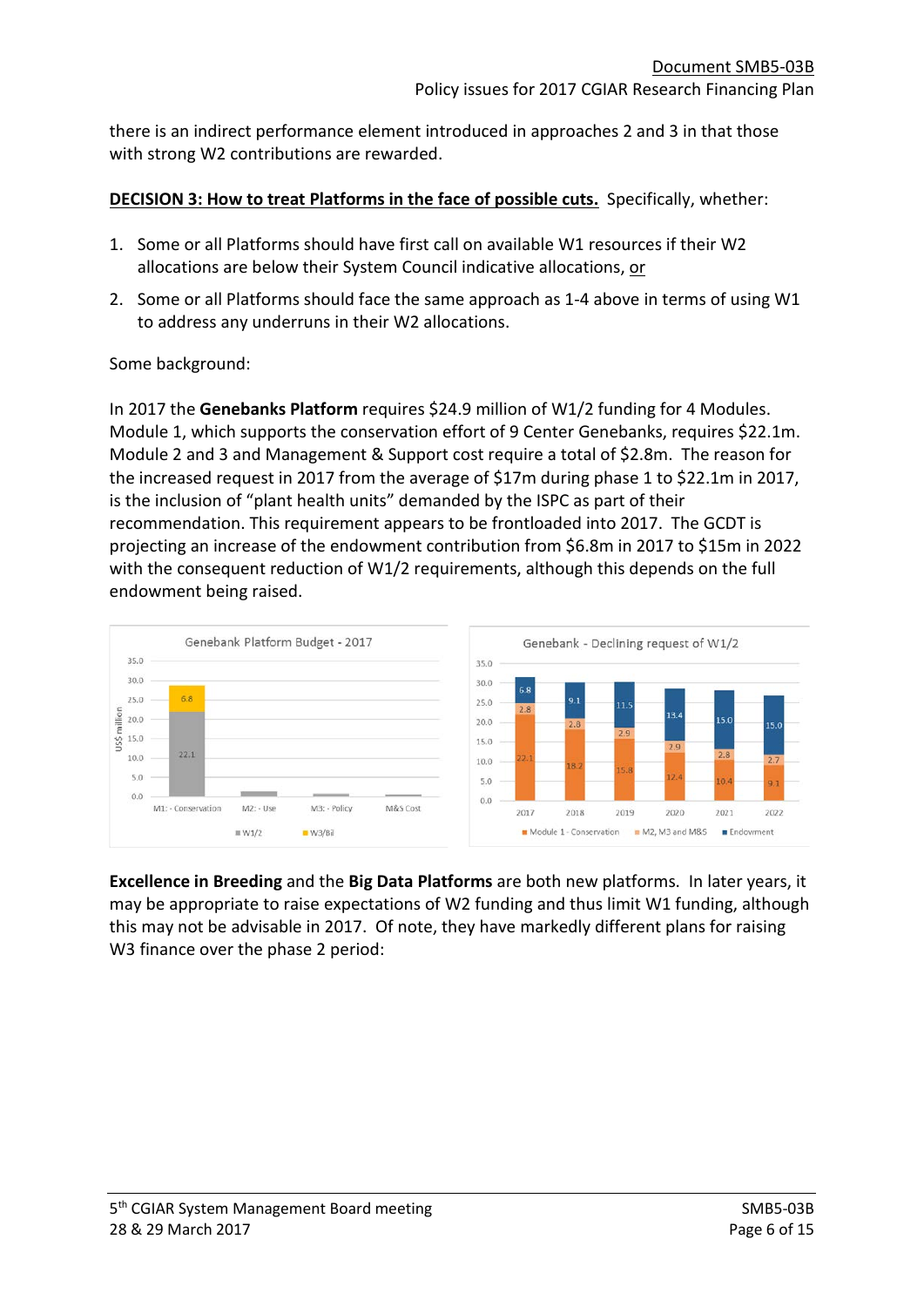there is an indirect performance element introduced in approaches 2 and 3 in that those with strong W2 contributions are rewarded.

**DECISION 3: How to treat Platforms in the face of possible cuts.** Specifically, whether:

1. Some or all Platforms should have first call on available W1 resources if their W2 allocations are below their System Council indicative allocations, or
2. Some or all Platforms should face the same approach as 1-4 above in terms of using W1 to address any underruns in their W2 allocations.

Some background:

In 2017 the **Genebanks Platform** requires $24.9 million of W1/2 funding for 4 Modules. Module 1, which supports the conservation effort of 9 Center Genebanks, requires $22.1m. Module 2 and 3 and Management & Support cost require a total of $2.8m. The reason for the increased request in 2017 from the average of $17m during phase 1 to $22.1m in 2017, is the inclusion of "plant health units" demanded by the ISPC as part of their recommendation. This requirement appears to be frontloaded into 2017. The GCDT is projecting an increase of the endowment contribution from $6.8m in 2017 to $15m in 2022 with the consequent reduction of W1/2 requirements, although this depends on the full endowment being raised.

**Excellence in Breeding** and the **Big Data Platforms** are both new platforms. In later years, it may be appropriate to raise expectations of W2 funding and thus limit W1 funding, although this may not be advisable in 2017. Of note, they have markedly different plans for raising W3 finance over the phase 2 period: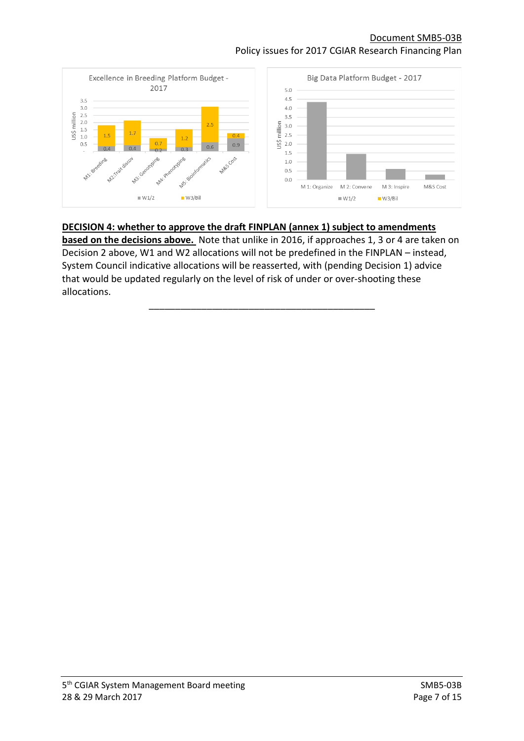Excellence in Breeding Platform Budget - 2017

| | M1: Breeding | M2:Trait discov | M3: Genotyping | M4: Phenotyping | M5: Bioinformatics | M&S Cost |
|---|---|---|---|---|---|---|
| W1/2 | 0.4 | 0.4 | 0.2 | 0.3 | 0.6 | 0.9 |
| W3/Bil | 1.5 | 1.7 | 0.7 | 1.2 | 2.5 | 0.4 |

Big Data Platform Budget - 2017

**DECISION 4: whether to approve the draft FINPLAN (annex 1) subject to amendments based on the decisions above.** Note that unlike in 2016, if approaches 1, 3 or 4 are taken on Decision 2 above, W1 and W2 allocations will not be predefined in the FINPLAN – instead, System Council indicative allocations will be reasserted, with (pending Decision 1) advice that would be updated regularly on the level of risk of under or over-shooting these allocations.

\_\_\_\_\_\_\_\_\_\_\_\_\_\_\_\_\_\_\_\_\_\_\_\_\_\_\_\_\_\_\_\_\_\_\_\_\_\_\_\_\_\_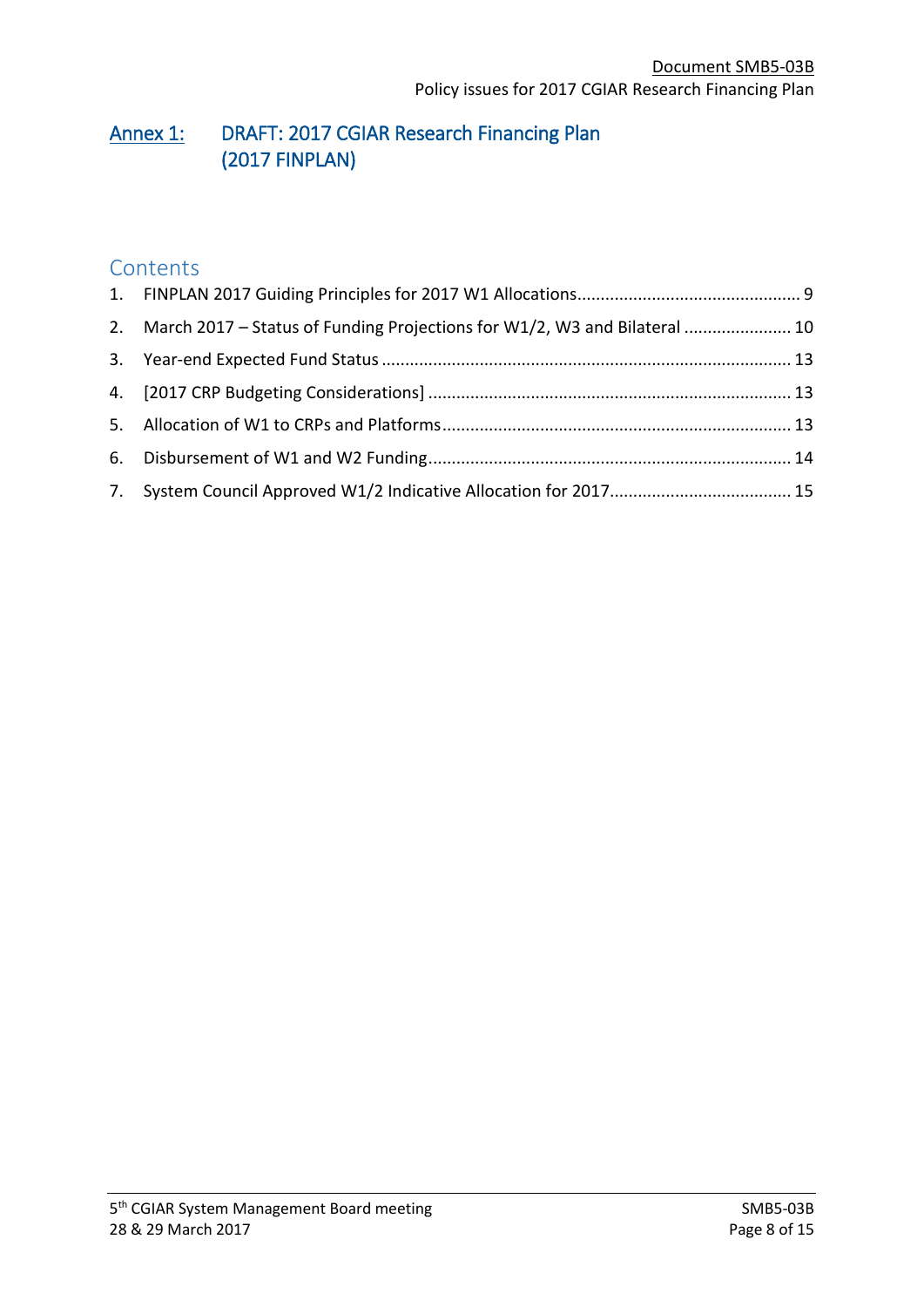# Annex 1: DRAFT: 2017 CGIAR Research Financing Plan (2017 FINPLAN)

## Contents

1. FINPLAN 2017 Guiding Principles for 2017 W1 Allocations ..... 9
2. March 2017 – Status of Funding Projections for W1/2, W3 and Bilateral ..... 10
3. Year-end Expected Fund Status ..... 13
4. [2017 CRP Budgeting Considerations] ..... 13
5. Allocation of W1 to CRPs and Platforms ..... 13
6. Disbursement of W1 and W2 Funding ..... 14
7. System Council Approved W1/2 Indicative Allocation for 2017 ..... 15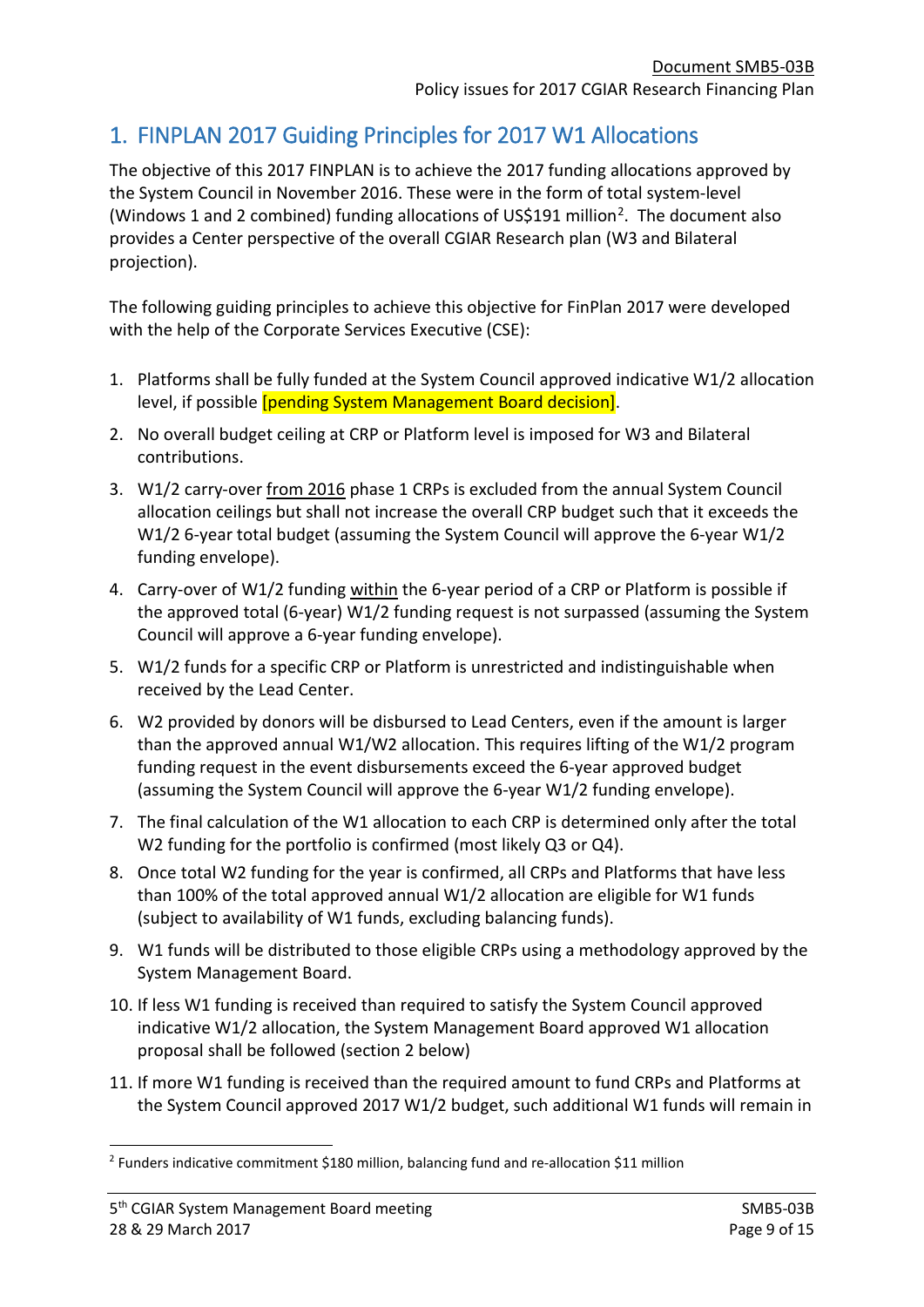## 1. FINPLAN 2017 Guiding Principles for 2017 W1 Allocations

The objective of this 2017 FINPLAN is to achieve the 2017 funding allocations approved by the System Council in November 2016. These were in the form of total system-level (Windows 1 and 2 combined) funding allocations of US$191 million[2]. The document also provides a Center perspective of the overall CGIAR Research plan (W3 and Bilateral projection).

The following guiding principles to achieve this objective for FinPlan 2017 were developed with the help of the Corporate Services Executive (CSE):

1. Platforms shall be fully funded at the System Council approved indicative W1/2 allocation level, if possible [pending System Management Board decision].
2. No overall budget ceiling at CRP or Platform level is imposed for W3 and Bilateral contributions.
3. W1/2 carry-over from 2016 phase 1 CRPs is excluded from the annual System Council allocation ceilings but shall not increase the overall CRP budget such that it exceeds the W1/2 6-year total budget (assuming the System Council will approve the 6-year W1/2 funding envelope).
4. Carry-over of W1/2 funding within the 6-year period of a CRP or Platform is possible if the approved total (6-year) W1/2 funding request is not surpassed (assuming the System Council will approve a 6-year funding envelope).
5. W1/2 funds for a specific CRP or Platform is unrestricted and indistinguishable when received by the Lead Center.
6. W2 provided by donors will be disbursed to Lead Centers, even if the amount is larger than the approved annual W1/W2 allocation. This requires lifting of the W1/2 program funding request in the event disbursements exceed the 6-year approved budget (assuming the System Council will approve the 6-year W1/2 funding envelope).
7. The final calculation of the W1 allocation to each CRP is determined only after the total W2 funding for the portfolio is confirmed (most likely Q3 or Q4).
8. Once total W2 funding for the year is confirmed, all CRPs and Platforms that have less than 100% of the total approved annual W1/2 allocation are eligible for W1 funds (subject to availability of W1 funds, excluding balancing funds).
9. W1 funds will be distributed to those eligible CRPs using a methodology approved by the System Management Board.
10. If less W1 funding is received than required to satisfy the System Council approved indicative W1/2 allocation, the System Management Board approved W1 allocation proposal shall be followed (section 2 below)
11. If more W1 funding is received than the required amount to fund CRPs and Platforms at the System Council approved 2017 W1/2 budget, such additional W1 funds will remain in

[2] Funders indicative commitment $180 million, balancing fund and re-allocation $11 million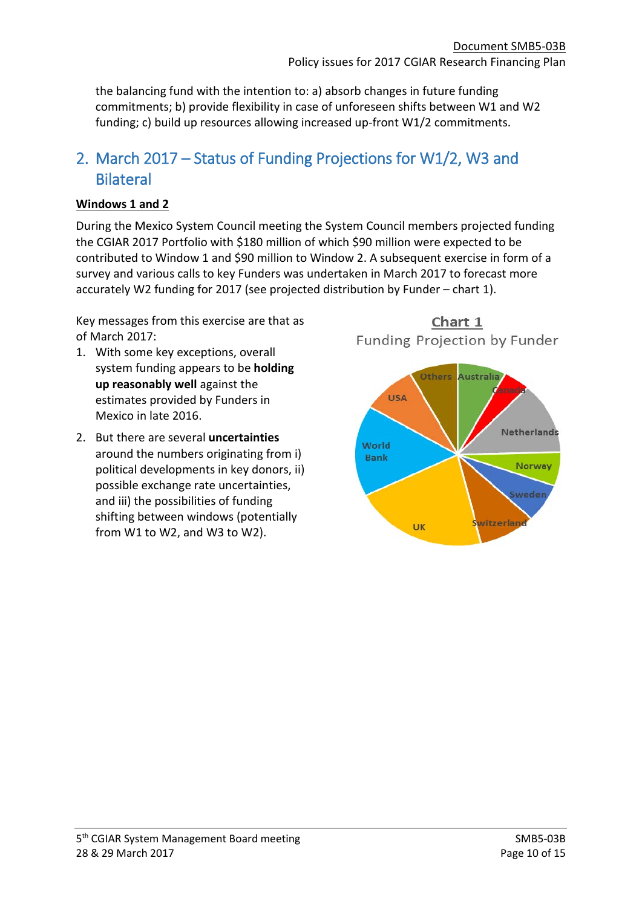the balancing fund with the intention to: a) absorb changes in future funding commitments; b) provide flexibility in case of unforeseen shifts between W1 and W2 funding; c) build up resources allowing increased up-front W1/2 commitments.

## 2. March 2017 – Status of Funding Projections for W1/2, W3 and Bilateral

**Windows 1 and 2**

During the Mexico System Council meeting the System Council members projected funding the CGIAR 2017 Portfolio with $180 million of which $90 million were expected to be contributed to Window 1 and $90 million to Window 2. A subsequent exercise in form of a survey and various calls to key Funders was undertaken in March 2017 to forecast more accurately W2 funding for 2017 (see projected distribution by Funder – chart 1).

Key messages from this exercise are that as of March 2017:

1. With some key exceptions, overall system funding appears to be **holding up reasonably well** against the estimates provided by Funders in Mexico in late 2016.
2. But there are several **uncertainties** around the numbers originating from i) political developments in key donors, ii) possible exchange rate uncertainties, and iii) the possibilities of funding shifting between windows (potentially from W1 to W2, and W3 to W2).

**Chart 1**

Funding Projection by Funder

Others, Australia, Canada, Netherlands, Norway, Sweden, Switzerland, UK, World Bank, USA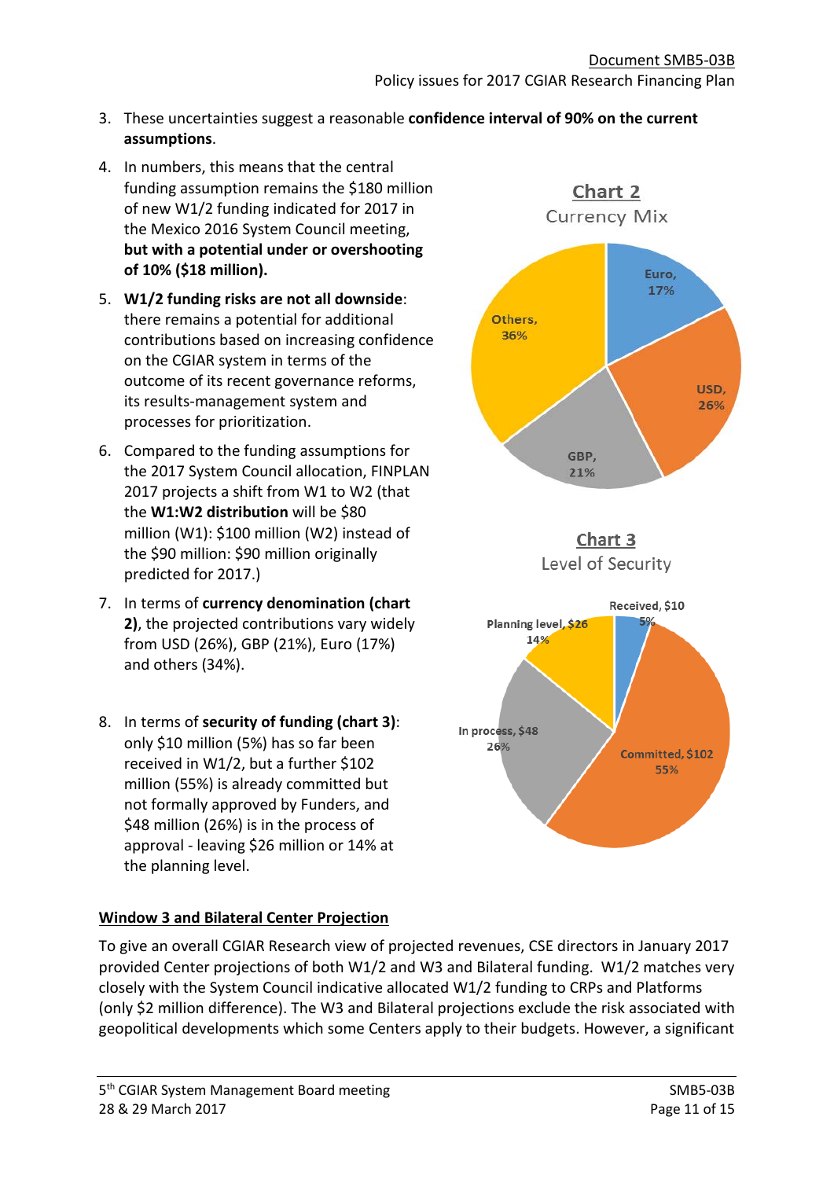3. These uncertainties suggest a reasonable **confidence interval of 90% on the current assumptions**.
4. In numbers, this means that the central funding assumption remains the $180 million of new W1/2 funding indicated for 2017 in the Mexico 2016 System Council meeting, **but with a potential under or overshooting of 10% ($18 million).**
5. **W1/2 funding risks are not all downside**: there remains a potential for additional contributions based on increasing confidence on the CGIAR system in terms of the outcome of its recent governance reforms, its results-management system and processes for prioritization.
6. Compared to the funding assumptions for the 2017 System Council allocation, FINPLAN 2017 projects a shift from W1 to W2 (that the **W1:W2 distribution** will be $80 million (W1): $100 million (W2) instead of the $90 million: $90 million originally predicted for 2017.)
7. In terms of **currency denomination (chart 2)**, the projected contributions vary widely from USD (26%), GBP (21%), Euro (17%) and others (34%).
8. In terms of **security of funding (chart 3)**: only $10 million (5%) has so far been received in W1/2, but a further $102 million (55%) is already committed but not formally approved by Funders, and $48 million (26%) is in the process of approval - leaving $26 million or 14% at the planning level.

**Chart 2**
Currency Mix

Euro, 17%
USD, 26%
GBP, 21%
Others, 36%

**Chart 3**
Level of Security

Received, $10 5%
Committed, $102 55%
In process, $48 26%
Planning level, $26 14%

## Window 3 and Bilateral Center Projection

To give an overall CGIAR Research view of projected revenues, CSE directors in January 2017 provided Center projections of both W1/2 and W3 and Bilateral funding. W1/2 matches very closely with the System Council indicative allocated W1/2 funding to CRPs and Platforms (only $2 million difference). The W3 and Bilateral projections exclude the risk associated with geopolitical developments which some Centers apply to their budgets. However, a significant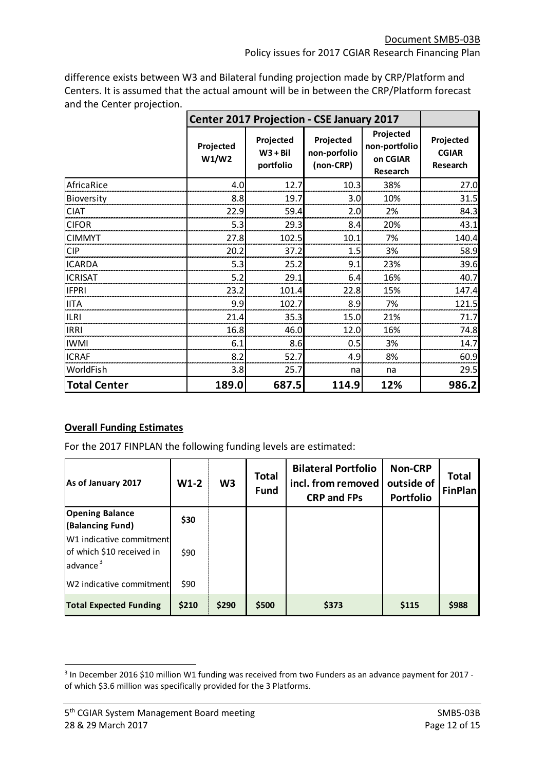difference exists between W3 and Bilateral funding projection made by CRP/Platform and Centers. It is assumed that the actual amount will be in between the CRP/Platform forecast and the Center projection.

| | Center 2017 Projection - CSE January 2017 | | | | |
|---|---|---|---|---|---|
| | Projected W1/W2 | Projected W3 + Bil portfolio | Projected non-porfolio (non-CRP) | Projected non-portfolio on CGIAR Research | Projected CGIAR Research |
| AfricaRice | 4.0 | 12.7 | 10.3 | 38% | 27.0 |
| Bioversity | 8.8 | 19.7 | 3.0 | 10% | 31.5 |
| CIAT | 22.9 | 59.4 | 2.0 | 2% | 84.3 |
| CIFOR | 5.3 | 29.3 | 8.4 | 20% | 43.1 |
| CIMMYT | 27.8 | 102.5 | 10.1 | 7% | 140.4 |
| CIP | 20.2 | 37.2 | 1.5 | 3% | 58.9 |
| ICARDA | 5.3 | 25.2 | 9.1 | 23% | 39.6 |
| ICRISAT | 5.2 | 29.1 | 6.4 | 16% | 40.7 |
| IFPRI | 23.2 | 101.4 | 22.8 | 15% | 147.4 |
| IITA | 9.9 | 102.7 | 8.9 | 7% | 121.5 |
| ILRI | 21.4 | 35.3 | 15.0 | 21% | 71.7 |
| IRRI | 16.8 | 46.0 | 12.0 | 16% | 74.8 |
| IWMI | 6.1 | 8.6 | 0.5 | 3% | 14.7 |
| ICRAF | 8.2 | 52.7 | 4.9 | 8% | 60.9 |
| WorldFish | 3.8 | 25.7 | na | na | 29.5 |
| **Total Center** | **189.0** | **687.5** | **114.9** | **12%** | **986.2** |

**Overall Funding Estimates**

For the 2017 FINPLAN the following funding levels are estimated:

| As of January 2017 | W1-2 | W3 | Total Fund | Bilateral Portfolio incl. from removed CRP and FPs | Non-CRP outside of Portfolio | Total FinPlan |
|---|---|---|---|---|---|---|
| **Opening Balance (Balancing Fund)** | $30 | | | | | |
| W1 indicative commitment of which $10 received in advance[3] | $90 | | | | | |
| W2 indicative commitment | $90 | | | | | |
| **Total Expected Funding** | **$210** | **$290** | **$500** | **$373** | **$115** | **$988** |

[3] In December 2016 $10 million W1 funding was received from two Funders as an advance payment for 2017 - of which $3.6 million was specifically provided for the 3 Platforms.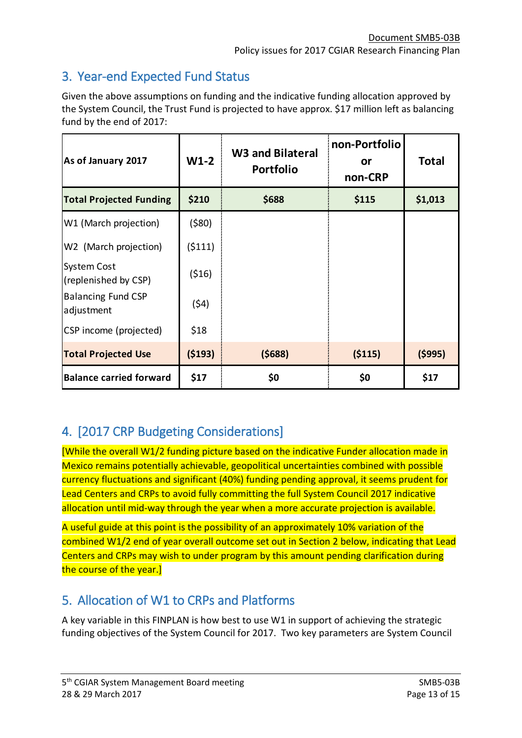## 3. Year-end Expected Fund Status

Given the above assumptions on funding and the indicative funding allocation approved by the System Council, the Trust Fund is projected to have approx. $17 million left as balancing fund by the end of 2017:

| As of January 2017 | W1-2 | W3 and Bilateral Portfolio | non-Portfolio or non-CRP | Total |
|---|---|---|---|---|
| **Total Projected Funding** | **$210** | **$688** | **$115** | **$1,013** |
| W1 (March projection) | ($80) | | | |
| W2 (March projection) | ($111) | | | |
| System Cost (replenished by CSP) | ($16) | | | |
| Balancing Fund CSP adjustment | ($4) | | | |
| CSP income (projected) | $18 | | | |
| **Total Projected Use** | **($193)** | **($688)** | **($115)** | **($995)** |
| **Balance carried forward** | **$17** | **$0** | **$0** | **$17** |

## 4. [2017 CRP Budgeting Considerations]

[While the overall W1/2 funding picture based on the indicative Funder allocation made in Mexico remains potentially achievable, geopolitical uncertainties combined with possible currency fluctuations and significant (40%) funding pending approval, it seems prudent for Lead Centers and CRPs to avoid fully committing the full System Council 2017 indicative allocation until mid-way through the year when a more accurate projection is available.

A useful guide at this point is the possibility of an approximately 10% variation of the combined W1/2 end of year overall outcome set out in Section 2 below, indicating that Lead Centers and CRPs may wish to under program by this amount pending clarification during the course of the year.]

## 5. Allocation of W1 to CRPs and Platforms

A key variable in this FINPLAN is how best to use W1 in support of achieving the strategic funding objectives of the System Council for 2017. Two key parameters are System Council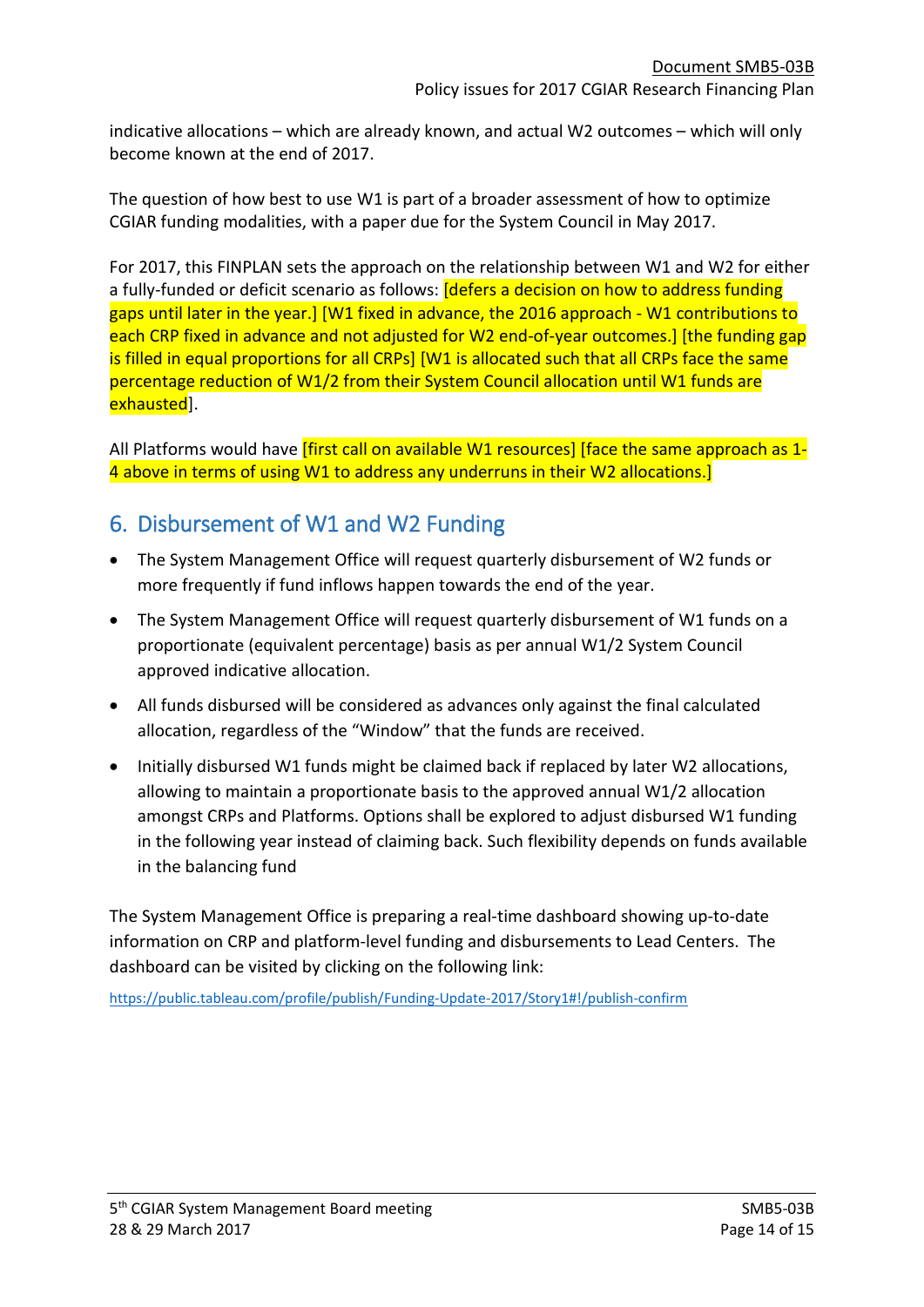indicative allocations – which are already known, and actual W2 outcomes – which will only become known at the end of 2017.

The question of how best to use W1 is part of a broader assessment of how to optimize CGIAR funding modalities, with a paper due for the System Council in May 2017.

For 2017, this FINPLAN sets the approach on the relationship between W1 and W2 for either a fully-funded or deficit scenario as follows: [defers a decision on how to address funding gaps until later in the year.] [W1 fixed in advance, the 2016 approach - W1 contributions to each CRP fixed in advance and not adjusted for W2 end-of-year outcomes.] [the funding gap is filled in equal proportions for all CRPs] [W1 is allocated such that all CRPs face the same percentage reduction of W1/2 from their System Council allocation until W1 funds are exhausted].

All Platforms would have [first call on available W1 resources] [face the same approach as 1-4 above in terms of using W1 to address any underruns in their W2 allocations.]

## 6. Disbursement of W1 and W2 Funding

- The System Management Office will request quarterly disbursement of W2 funds or more frequently if fund inflows happen towards the end of the year.
- The System Management Office will request quarterly disbursement of W1 funds on a proportionate (equivalent percentage) basis as per annual W1/2 System Council approved indicative allocation.
- All funds disbursed will be considered as advances only against the final calculated allocation, regardless of the "Window" that the funds are received.
- Initially disbursed W1 funds might be claimed back if replaced by later W2 allocations, allowing to maintain a proportionate basis to the approved annual W1/2 allocation amongst CRPs and Platforms. Options shall be explored to adjust disbursed W1 funding in the following year instead of claiming back. Such flexibility depends on funds available in the balancing fund

The System Management Office is preparing a real-time dashboard showing up-to-date information on CRP and platform-level funding and disbursements to Lead Centers. The dashboard can be visited by clicking on the following link:

https://public.tableau.com/profile/publish/Funding-Update-2017/Story1#!/publish-confirm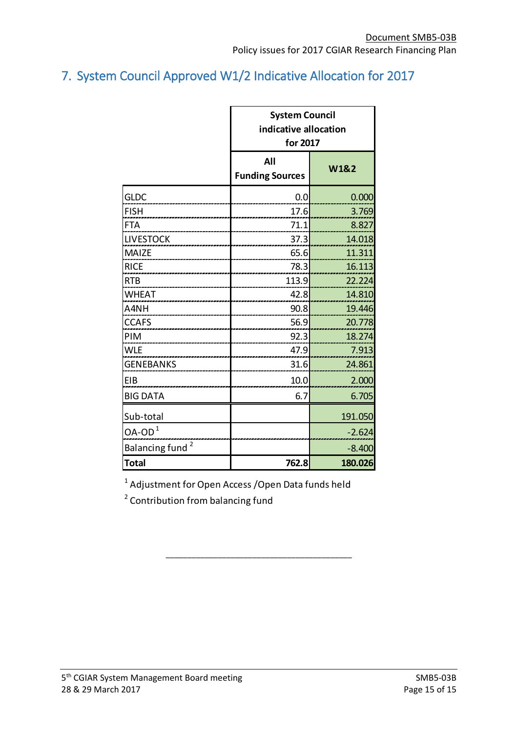## 7. System Council Approved W1/2 Indicative Allocation for 2017

| | System Council indicative allocation for 2017 | |
|---|---|---|
| | All Funding Sources | W1&2 |
| GLDC | 0.0 | 0.000 |
| FISH | 17.6 | 3.769 |
| FTA | 71.1 | 8.827 |
| LIVESTOCK | 37.3 | 14.018 |
| MAIZE | 65.6 | 11.311 |
| RICE | 78.3 | 16.113 |
| RTB | 113.9 | 22.224 |
| WHEAT | 42.8 | 14.810 |
| A4NH | 90.8 | 19.446 |
| CCAFS | 56.9 | 20.778 |
| PIM | 92.3 | 18.274 |
| WLE | 47.9 | 7.913 |
| GENEBANKS | 31.6 | 24.861 |
| EIB | 10.0 | 2.000 |
| BIG DATA | 6.7 | 6.705 |
| Sub-total | | 191.050 |
| OA-OD [1] | | -2.624 |
| Balancing fund [2] | | -8.400 |
| **Total** | **762.8** | **180.026** |

[1] Adjustment for Open Access /Open Data funds held

[2] Contribution from balancing fund

---